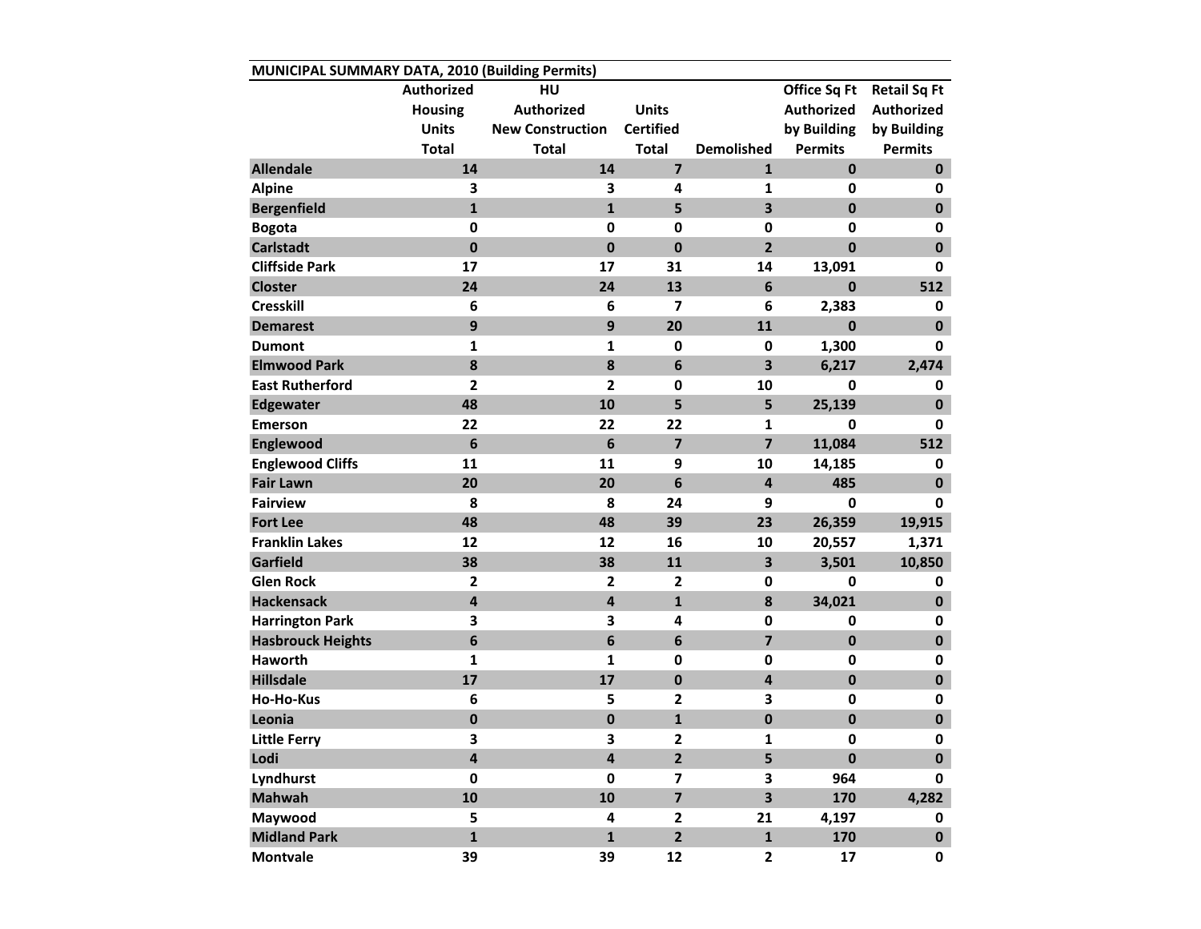MUNICIPAL SUMMARY DATA, 2010 (Building Permits)

| | Authorized Housing Units Total | HU Authorized New Construction Total | Units Certified Total | Demolished | Office Sq Ft Authorized by Building Permits | Retail Sq Ft Authorized by Building Permits |
|---|---|---|---|---|---|---|
| Allendale | 14 | 14 | 7 | 1 | 0 | 0 |
| Alpine | 3 | 3 | 4 | 1 | 0 | 0 |
| Bergenfield | 1 | 1 | 5 | 3 | 0 | 0 |
| Bogota | 0 | 0 | 0 | 0 | 0 | 0 |
| Carlstadt | 0 | 0 | 0 | 2 | 0 | 0 |
| Cliffside Park | 17 | 17 | 31 | 14 | 13,091 | 0 |
| Closter | 24 | 24 | 13 | 6 | 0 | 512 |
| Cresskill | 6 | 6 | 7 | 6 | 2,383 | 0 |
| Demarest | 9 | 9 | 20 | 11 | 0 | 0 |
| Dumont | 1 | 1 | 0 | 0 | 1,300 | 0 |
| Elmwood Park | 8 | 8 | 6 | 3 | 6,217 | 2,474 |
| East Rutherford | 2 | 2 | 0 | 10 | 0 | 0 |
| Edgewater | 48 | 10 | 5 | 5 | 25,139 | 0 |
| Emerson | 22 | 22 | 22 | 1 | 0 | 0 |
| Englewood | 6 | 6 | 7 | 7 | 11,084 | 512 |
| Englewood Cliffs | 11 | 11 | 9 | 10 | 14,185 | 0 |
| Fair Lawn | 20 | 20 | 6 | 4 | 485 | 0 |
| Fairview | 8 | 8 | 24 | 9 | 0 | 0 |
| Fort Lee | 48 | 48 | 39 | 23 | 26,359 | 19,915 |
| Franklin Lakes | 12 | 12 | 16 | 10 | 20,557 | 1,371 |
| Garfield | 38 | 38 | 11 | 3 | 3,501 | 10,850 |
| Glen Rock | 2 | 2 | 2 | 0 | 0 | 0 |
| Hackensack | 4 | 4 | 1 | 8 | 34,021 | 0 |
| Harrington Park | 3 | 3 | 4 | 0 | 0 | 0 |
| Hasbrouck Heights | 6 | 6 | 6 | 7 | 0 | 0 |
| Haworth | 1 | 1 | 0 | 0 | 0 | 0 |
| Hillsdale | 17 | 17 | 0 | 4 | 0 | 0 |
| Ho-Ho-Kus | 6 | 5 | 2 | 3 | 0 | 0 |
| Leonia | 0 | 0 | 1 | 0 | 0 | 0 |
| Little Ferry | 3 | 3 | 2 | 1 | 0 | 0 |
| Lodi | 4 | 4 | 2 | 5 | 0 | 0 |
| Lyndhurst | 0 | 0 | 7 | 3 | 964 | 0 |
| Mahwah | 10 | 10 | 7 | 3 | 170 | 4,282 |
| Maywood | 5 | 4 | 2 | 21 | 4,197 | 0 |
| Midland Park | 1 | 1 | 2 | 1 | 170 | 0 |
| Montvale | 39 | 39 | 12 | 2 | 17 | 0 |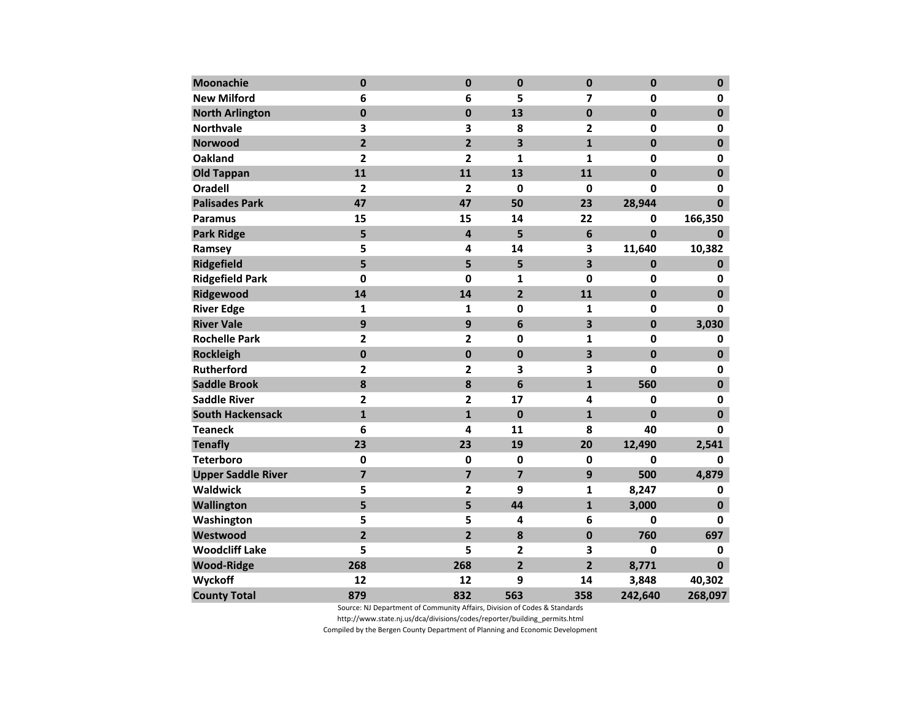| | | | | | | |
|---|---|---|---|---|---|---|
| Moonachie | 0 | 0 | 0 | 0 | 0 | 0 |
| New Milford | 6 | 6 | 5 | 7 | 0 | 0 |
| North Arlington | 0 | 0 | 13 | 0 | 0 | 0 |
| Northvale | 3 | 3 | 8 | 2 | 0 | 0 |
| Norwood | 2 | 2 | 3 | 1 | 0 | 0 |
| Oakland | 2 | 2 | 1 | 1 | 0 | 0 |
| Old Tappan | 11 | 11 | 13 | 11 | 0 | 0 |
| Oradell | 2 | 2 | 0 | 0 | 0 | 0 |
| Palisades Park | 47 | 47 | 50 | 23 | 28,944 | 0 |
| Paramus | 15 | 15 | 14 | 22 | 0 | 166,350 |
| Park Ridge | 5 | 4 | 5 | 6 | 0 | 0 |
| Ramsey | 5 | 4 | 14 | 3 | 11,640 | 10,382 |
| Ridgefield | 5 | 5 | 5 | 3 | 0 | 0 |
| Ridgefield Park | 0 | 0 | 1 | 0 | 0 | 0 |
| Ridgewood | 14 | 14 | 2 | 11 | 0 | 0 |
| River Edge | 1 | 1 | 0 | 1 | 0 | 0 |
| River Vale | 9 | 9 | 6 | 3 | 0 | 3,030 |
| Rochelle Park | 2 | 2 | 0 | 1 | 0 | 0 |
| Rockleigh | 0 | 0 | 0 | 3 | 0 | 0 |
| Rutherford | 2 | 2 | 3 | 3 | 0 | 0 |
| Saddle Brook | 8 | 8 | 6 | 1 | 560 | 0 |
| Saddle River | 2 | 2 | 17 | 4 | 0 | 0 |
| South Hackensack | 1 | 1 | 0 | 1 | 0 | 0 |
| Teaneck | 6 | 4 | 11 | 8 | 40 | 0 |
| Tenafly | 23 | 23 | 19 | 20 | 12,490 | 2,541 |
| Teterboro | 0 | 0 | 0 | 0 | 0 | 0 |
| Upper Saddle River | 7 | 7 | 7 | 9 | 500 | 4,879 |
| Waldwick | 5 | 2 | 9 | 1 | 8,247 | 0 |
| Wallington | 5 | 5 | 44 | 1 | 3,000 | 0 |
| Washington | 5 | 5 | 4 | 6 | 0 | 0 |
| Westwood | 2 | 2 | 8 | 0 | 760 | 697 |
| Woodcliff Lake | 5 | 5 | 2 | 3 | 0 | 0 |
| Wood-Ridge | 268 | 268 | 2 | 2 | 8,771 | 0 |
| Wyckoff | 12 | 12 | 9 | 14 | 3,848 | 40,302 |
| County Total | 879 | 832 | 563 | 358 | 242,640 | 268,097 |

Source: NJ Department of Community Affairs, Division of Codes & Standards

http://www.state.nj.us/dca/divisions/codes/reporter/building_permits.html

Compiled by the Bergen County Department of Planning and Economic Development